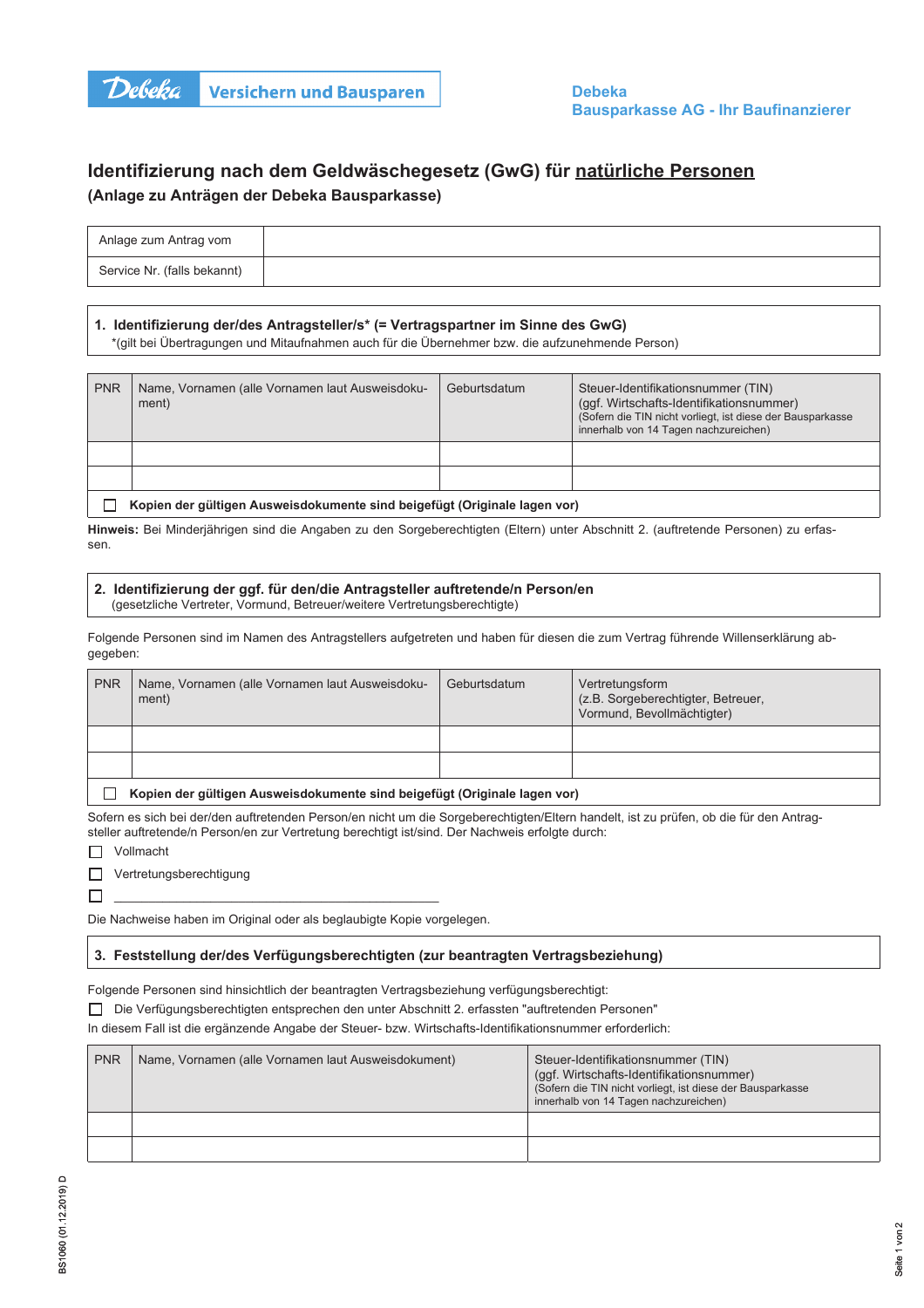Debeka Versichern und Bausparen

Debeka
Bausparkasse AG - Ihr Baufinanzierer

# Identifizierung nach dem Geldwäschegesetz (GwG) für natürliche Personen

**(Anlage zu Anträgen der Debeka Bausparkasse)**

| Anlage zum Antrag vom | |
|---|---|
| Service Nr. (falls bekannt) | |

## 1. Identifizierung der/des Antragsteller/s* (= Vertragspartner im Sinne des GwG)

*(gilt bei Übertragungen und Mitaufnahmen auch für die Übernehmer bzw. die aufzunehmende Person)

| PNR | Name, Vornamen (alle Vornamen laut Ausweisdokument) | Geburtsdatum | Steuer-Identifikationsnummer (TIN) (ggf. Wirtschafts-Identifikationsnummer) (Sofern die TIN nicht vorliegt, ist diese der Bausparkasse innerhalb von 14 Tagen nachzureichen) |
|---|---|---|---|
| | | | |
| | | | |

☐ **Kopien der gültigen Ausweisdokumente sind beigefügt (Originale lagen vor)**

**Hinweis:** Bei Minderjährigen sind die Angaben zu den Sorgeberechtigten (Eltern) unter Abschnitt 2. (auftretende Personen) zu erfassen.

## 2. Identifizierung der ggf. für den/die Antragsteller auftretende/n Person/en

(gesetzliche Vertreter, Vormund, Betreuer/weitere Vertretungsberechtigte)

Folgende Personen sind im Namen des Antragstellers aufgetreten und haben für diesen die zum Vertrag führende Willenserklärung abgegeben:

| PNR | Name, Vornamen (alle Vornamen laut Ausweisdokument) | Geburtsdatum | Vertretungsform (z.B. Sorgeberechtigter, Betreuer, Vormund, Bevollmächtigter) |
|---|---|---|---|
| | | | |
| | | | |

☐ **Kopien der gültigen Ausweisdokumente sind beigefügt (Originale lagen vor)**

Sofern es sich bei der/den auftretenden Person/en nicht um die Sorgeberechtigten/Eltern handelt, ist zu prüfen, ob die für den Antragsteller auftretende/n Person/en zur Vertretung berechtigt ist/sind. Der Nachweis erfolgte durch:

☐ Vollmacht

☐ Vertretungsberechtigung

☐ ______________________________

Die Nachweise haben im Original oder als beglaubigte Kopie vorgelegen.

## 3. Feststellung der/des Verfügungsberechtigten (zur beantragten Vertragsbeziehung)

Folgende Personen sind hinsichtlich der beantragten Vertragsbeziehung verfügungsberechtigt:

☐ Die Verfügungsberechtigten entsprechen den unter Abschnitt 2. erfassten "auftretenden Personen"

In diesem Fall ist die ergänzende Angabe der Steuer- bzw. Wirtschafts-Identifikationsnummer erforderlich:

| PNR | Name, Vornamen (alle Vornamen laut Ausweisdokument) | Steuer-Identifikationsnummer (TIN) (ggf. Wirtschafts-Identifikationsnummer) (Sofern die TIN nicht vorliegt, ist diese der Bausparkasse innerhalb von 14 Tagen nachzureichen) |
|---|---|---|
| | | |
| | | |

BS1060 (01.12.2019) D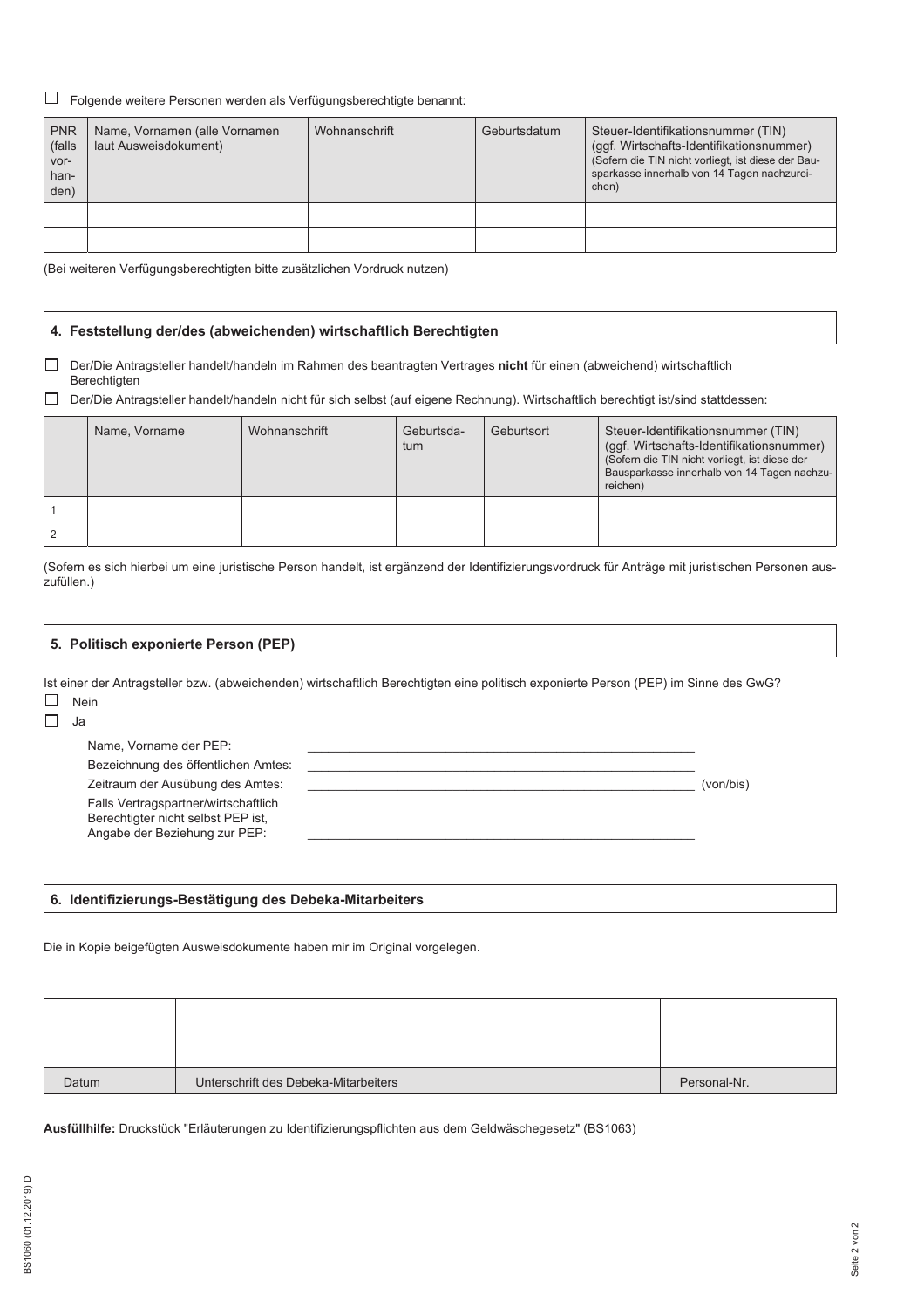☐ Folgende weitere Personen werden als Verfügungsberechtigte benannt:

| PNR (falls vorhanden) | Name, Vornamen (alle Vornamen laut Ausweisdokument) | Wohnanschrift | Geburtsdatum | Steuer-Identifikationsnummer (TIN) (ggf. Wirtschafts-Identifikationsnummer) (Sofern die TIN nicht vorliegt, ist diese der Bausparkasse innerhalb von 14 Tagen nachzureichen) |
|---|---|---|---|---|
| | | | | |
| | | | | |

(Bei weiteren Verfügungsberechtigten bitte zusätzlichen Vordruck nutzen)

## 4. Feststellung der/des (abweichenden) wirtschaftlich Berechtigten

☐ Der/Die Antragsteller handelt/handeln im Rahmen des beantragten Vertrages **nicht** für einen (abweichend) wirtschaftlich Berechtigten

☐ Der/Die Antragsteller handelt/handeln nicht für sich selbst (auf eigene Rechnung). Wirtschaftlich berechtigt ist/sind stattdessen:

| | Name, Vorname | Wohnanschrift | Geburtsdatum | Geburtsort | Steuer-Identifikationsnummer (TIN) (ggf. Wirtschafts-Identifikationsnummer) (Sofern die TIN nicht vorliegt, ist diese der Bausparkasse innerhalb von 14 Tagen nachzureichen) |
|---|---|---|---|---|---|
| 1 | | | | | |
| 2 | | | | | |

(Sofern es sich hierbei um eine juristische Person handelt, ist ergänzend der Identifizierungsvordruck für Anträge mit juristischen Personen auszufüllen.)

## 5. Politisch exponierte Person (PEP)

Ist einer der Antragsteller bzw. (abweichenden) wirtschaftlich Berechtigten eine politisch exponierte Person (PEP) im Sinne des GwG?

☐ Nein

☐ Ja

Name, Vorname der PEP: ______________________________

Bezeichnung des öffentlichen Amtes: ______________________________

Zeitraum der Ausübung des Amtes: ______________________________ (von/bis)

Falls Vertragspartner/wirtschaftlich Berechtigter nicht selbst PEP ist, Angabe der Beziehung zur PEP: ______________________________

## 6. Identifizierungs-Bestätigung des Debeka-Mitarbeiters

Die in Kopie beigefügten Ausweisdokumente haben mir im Original vorgelegen.

| | | |
|---|---|---|
| | | |
| Datum | Unterschrift des Debeka-Mitarbeiters | Personal-Nr. |

**Ausfüllhilfe:** Druckstück "Erläuterungen zu Identifizierungspflichten aus dem Geldwäschegesetz" (BS1063)

BS1060 (01.12.2019) D